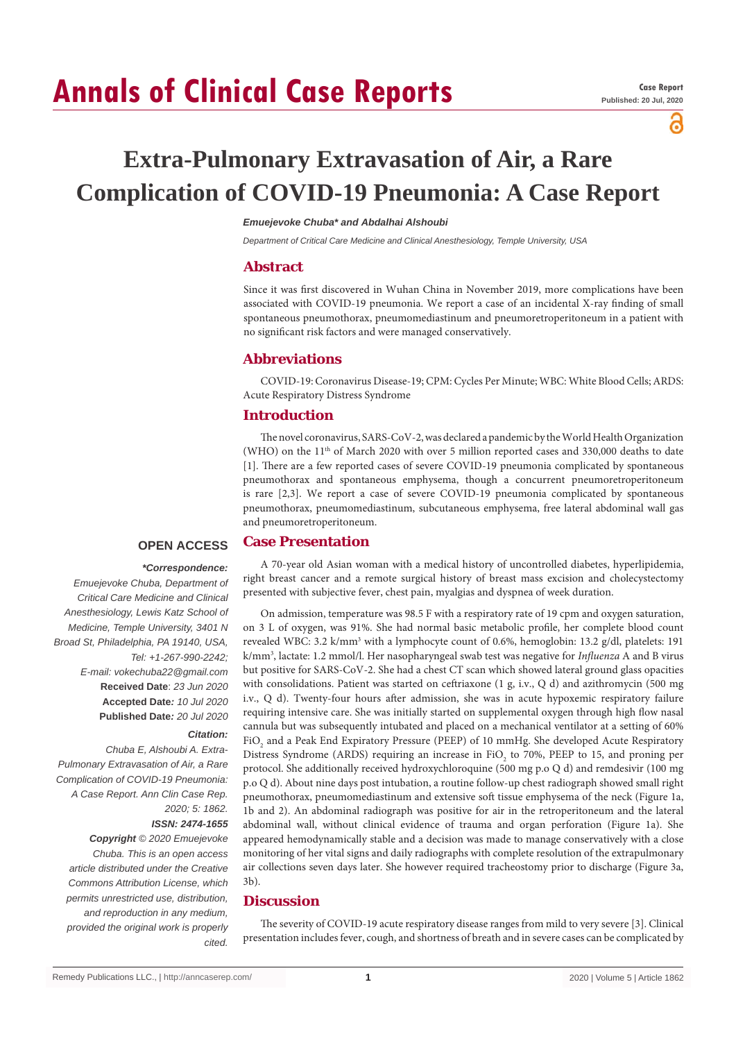# Extra-Pulmonary Extravasation of Air, a Rare Complication of COVID-19 Pneumonia: A Case Report

***Emuejevoke Chuba\* and Abdalhai Alshoubi***

*Department of Critical Care Medicine and Clinical Anesthesiology, Temple University, USA*

## Abstract

Since it was first discovered in Wuhan China in November 2019, more complications have been associated with COVID-19 pneumonia. We report a case of an incidental X-ray finding of small spontaneous pneumothorax, pneumomediastinum and pneumoretroperitoneum in a patient with no significant risk factors and were managed conservatively.

## Abbreviations

COVID-19: Coronavirus Disease-19; CPM: Cycles Per Minute; WBC: White Blood Cells; ARDS: Acute Respiratory Distress Syndrome

## Introduction

The novel coronavirus, SARS-CoV-2, was declared a pandemic by the World Health Organization (WHO) on the 11th of March 2020 with over 5 million reported cases and 330,000 deaths to date [1]. There are a few reported cases of severe COVID-19 pneumonia complicated by spontaneous pneumothorax and spontaneous emphysema, though a concurrent pneumoretroperitoneum is rare [2,3]. We report a case of severe COVID-19 pneumonia complicated by spontaneous pneumothorax, pneumomediastinum, subcutaneous emphysema, free lateral abdominal wall gas and pneumoretroperitoneum.

## Case Presentation

A 70-year old Asian woman with a medical history of uncontrolled diabetes, hyperlipidemia, right breast cancer and a remote surgical history of breast mass excision and cholecystectomy presented with subjective fever, chest pain, myalgias and dyspnea of week duration.

On admission, temperature was 98.5 F with a respiratory rate of 19 cpm and oxygen saturation, on 3 L of oxygen, was 91%. She had normal basic metabolic profile, her complete blood count revealed WBC: 3.2 k/mm$^3$ with a lymphocyte count of 0.6%, hemoglobin: 13.2 g/dl, platelets: 191 k/mm$^3$, lactate: 1.2 mmol/l. Her nasopharyngeal swab test was negative for *Influenza* A and B virus but positive for SARS-CoV-2. She had a chest CT scan which showed lateral ground glass opacities with consolidations. Patient was started on ceftriaxone (1 g, i.v., Q d) and azithromycin (500 mg i.v., Q d). Twenty-four hours after admission, she was in acute hypoxemic respiratory failure requiring intensive care. She was initially started on supplemental oxygen through high flow nasal cannula but was subsequently intubated and placed on a mechanical ventilator at a setting of 60% $FiO_2$ and a Peak End Expiratory Pressure (PEEP) of 10 mmHg. She developed Acute Respiratory Distress Syndrome (ARDS) requiring an increase in $FiO_2$ to 70%, PEEP to 15, and proning per protocol. She additionally received hydroxychloroquine (500 mg p.o Q d) and remdesivir (100 mg p.o Q d). About nine days post intubation, a routine follow-up chest radiograph showed small right pneumothorax, pneumomediastinum and extensive soft tissue emphysema of the neck (Figure 1a, 1b and 2). An abdominal radiograph was positive for air in the retroperitoneum and the lateral abdominal wall, without clinical evidence of trauma and organ perforation (Figure 1a). She appeared hemodynamically stable and a decision was made to manage conservatively with a close monitoring of her vital signs and daily radiographs with complete resolution of the extrapulmonary air collections seven days later. She however required tracheostomy prior to discharge (Figure 3a, 3b).

## Discussion

The severity of COVID-19 acute respiratory disease ranges from mild to very severe [3]. Clinical presentation includes fever, cough, and shortness of breath and in severe cases can be complicated by

**OPEN ACCESS**

***\*Correspondence:***

*Emuejevoke Chuba, Department of Critical Care Medicine and Clinical Anesthesiology, Lewis Katz School of Medicine, Temple University, 3401 N Broad St, Philadelphia, PA 19140, USA, Tel: +1-267-990-2242;*

*E-mail: vokechuba22@gmail.com*

**Received Date**: *23 Jun 2020*

**Accepted Date**: *10 Jul 2020*

**Published Date**: *20 Jul 2020*

***Citation:***

*Chuba E, Alshoubi A. Extra-Pulmonary Extravasation of Air, a Rare Complication of COVID-19 Pneumonia: A Case Report. Ann Clin Case Rep. 2020; 5: 1862.*

***ISSN: 2474-1655***

***Copyright** © 2020 Emuejevoke Chuba. This is an open access article distributed under the Creative Commons Attribution License, which permits unrestricted use, distribution, and reproduction in any medium, provided the original work is properly cited.*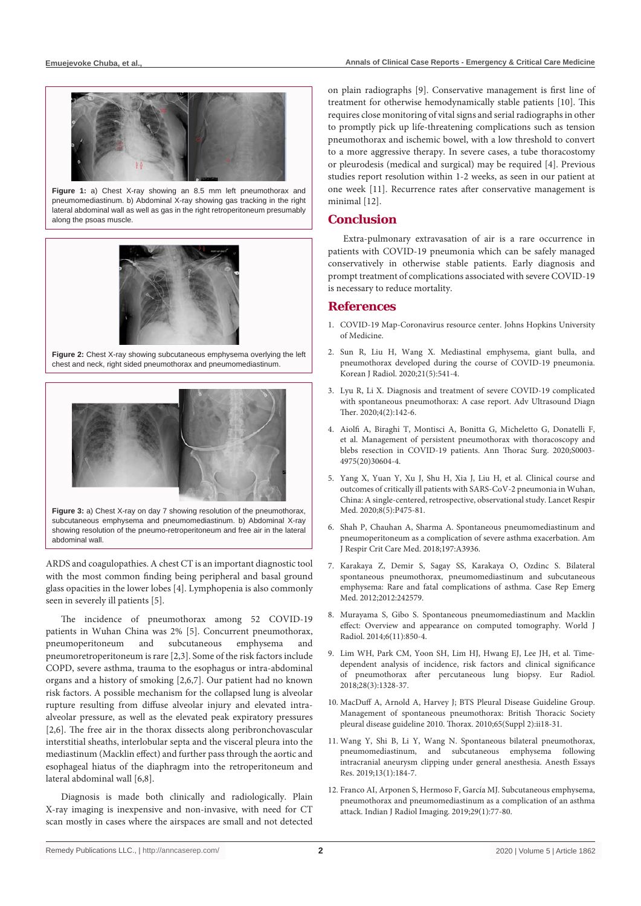**Figure 1:** a) Chest X-ray showing an 8.5 mm left pneumothorax and pneumomediastinum. b) Abdominal X-ray showing gas tracking in the right lateral abdominal wall as well as gas in the right retroperitoneum presumably along the psoas muscle.

**Figure 2:** Chest X-ray showing subcutaneous emphysema overlying the left chest and neck, right sided pneumothorax and pneumomediastinum.

**Figure 3:** a) Chest X-ray on day 7 showing resolution of the pneumothorax, subcutaneous emphysema and pneumomediastinum. b) Abdominal X-ray showing resolution of the pneumo-retroperitoneum and free air in the lateral abdominal wall.

ARDS and coagulopathies. A chest CT is an important diagnostic tool with the most common finding being peripheral and basal ground glass opacities in the lower lobes [4]. Lymphopenia is also commonly seen in severely ill patients [5].

The incidence of pneumothorax among 52 COVID-19 patients in Wuhan China was 2% [5]. Concurrent pneumothorax, pneumoperitoneum and subcutaneous emphysema and pneumoretroperitoneum is rare [2,3]. Some of the risk factors include COPD, severe asthma, trauma to the esophagus or intra-abdominal organs and a history of smoking [2,6,7]. Our patient had no known risk factors. A possible mechanism for the collapsed lung is alveolar rupture resulting from diffuse alveolar injury and elevated intra-alveolar pressure, as well as the elevated peak expiratory pressures [2,6]. The free air in the thorax dissects along peribronchovascular interstitial sheaths, interlobular septa and the visceral pleura into the mediastinum (Macklin effect) and further pass through the aortic and esophageal hiatus of the diaphragm into the retroperitoneum and lateral abdominal wall [6,8].

Diagnosis is made both clinically and radiologically. Plain X-ray imaging is inexpensive and non-invasive, with need for CT scan mostly in cases where the airspaces are small and not detected on plain radiographs [9]. Conservative management is first line of treatment for otherwise hemodynamically stable patients [10]. This requires close monitoring of vital signs and serial radiographs in other to promptly pick up life-threatening complications such as tension pneumothorax and ischemic bowel, with a low threshold to convert to a more aggressive therapy. In severe cases, a tube thoracostomy or pleurodesis (medical and surgical) may be required [4]. Previous studies report resolution within 1-2 weeks, as seen in our patient at one week [11]. Recurrence rates after conservative management is minimal [12].

## Conclusion

Extra-pulmonary extravasation of air is a rare occurrence in patients with COVID-19 pneumonia which can be safely managed conservatively in otherwise stable patients. Early diagnosis and prompt treatment of complications associated with severe COVID-19 is necessary to reduce mortality.

## References

1. COVID-19 Map-Coronavirus resource center. Johns Hopkins University of Medicine.
2. Sun R, Liu H, Wang X. Mediastinal emphysema, giant bulla, and pneumothorax developed during the course of COVID-19 pneumonia. Korean J Radiol. 2020;21(5):541-4.
3. Lyu R, Li X. Diagnosis and treatment of severe COVID-19 complicated with spontaneous pneumothorax: A case report. Adv Ultrasound Diagn Ther. 2020;4(2):142-6.
4. Aiolfi A, Biraghi T, Montisci A, Bonitta G, Micheletto G, Donatelli F, et al. Management of persistent pneumothorax with thoracoscopy and blebs resection in COVID-19 patients. Ann Thorac Surg. 2020;S0003-4975(20)30604-4.
5. Yang X, Yuan Y, Xu J, Shu H, Xia J, Liu H, et al. Clinical course and outcomes of critically ill patients with SARS-CoV-2 pneumonia in Wuhan, China: A single-centered, retrospective, observational study. Lancet Respir Med. 2020;8(5):P475-81.
6. Shah P, Chauhan A, Sharma A. Spontaneous pneumomediastinum and pneumoperitoneum as a complication of severe asthma exacerbation. Am J Respir Crit Care Med. 2018;197:A3936.
7. Karakaya Z, Demir S, Sagay SS, Karakaya O, Ozdinc S. Bilateral spontaneous pneumothorax, pneumomediastinum and subcutaneous emphysema: Rare and fatal complications of asthma. Case Rep Emerg Med. 2012;2012:242579.
8. Murayama S, Gibo S. Spontaneous pneumomediastinum and Macklin effect: Overview and appearance on computed tomography. World J Radiol. 2014;6(11):850-4.
9. Lim WH, Park CM, Yoon SH, Lim HJ, Hwang EJ, Lee JH, et al. Time-dependent analysis of incidence, risk factors and clinical significance of pneumothorax after percutaneous lung biopsy. Eur Radiol. 2018;28(3):1328-37.
10. MacDuff A, Arnold A, Harvey J; BTS Pleural Disease Guideline Group. Management of spontaneous pneumothorax: British Thoracic Society pleural disease guideline 2010. Thorax. 2010;65(Suppl 2):ii18-31.
11. Wang Y, Shi B, Li Y, Wang N. Spontaneous bilateral pneumothorax, pneumomediastinum, and subcutaneous emphysema following intracranial aneurysm clipping under general anesthesia. Anesth Essays Res. 2019;13(1):184-7.
12. Franco AI, Arponen S, Hermoso F, García MJ. Subcutaneous emphysema, pneumothorax and pneumomediastinum as a complication of an asthma attack. Indian J Radiol Imaging. 2019;29(1):77-80.